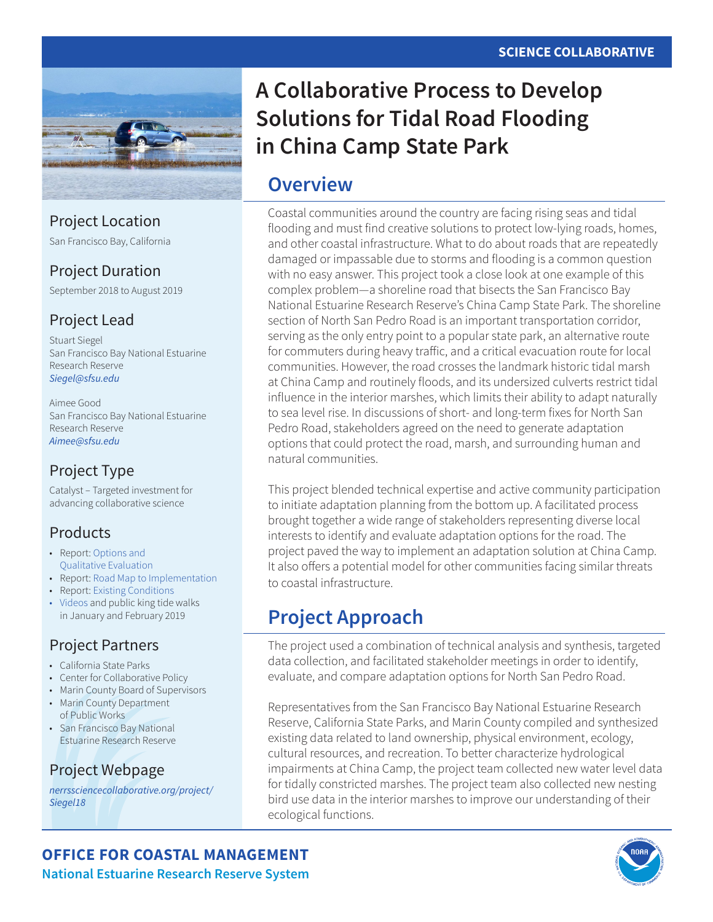SCIENCE COLLABORATIVE

# A Collaborative Process to Develop Solutions for Tidal Road Flooding in China Camp State Park

## Overview

Coastal communities around the country are facing rising seas and tidal flooding and must find creative solutions to protect low-lying roads, homes, and other coastal infrastructure. What to do about roads that are repeatedly damaged or impassable due to storms and flooding is a common question with no easy answer. This project took a close look at one example of this complex problem—a shoreline road that bisects the San Francisco Bay National Estuarine Research Reserve's China Camp State Park. The shoreline section of North San Pedro Road is an important transportation corridor, serving as the only entry point to a popular state park, an alternative route for commuters during heavy traffic, and a critical evacuation route for local communities. However, the road crosses the landmark historic tidal marsh at China Camp and routinely floods, and its undersized culverts restrict tidal influence in the interior marshes, which limits their ability to adapt naturally to sea level rise. In discussions of short- and long-term fixes for North San Pedro Road, stakeholders agreed on the need to generate adaptation options that could protect the road, marsh, and surrounding human and natural communities.

This project blended technical expertise and active community participation to initiate adaptation planning from the bottom up. A facilitated process brought together a wide range of stakeholders representing diverse local interests to identify and evaluate adaptation options for the road. The project paved the way to implement an adaptation solution at China Camp. It also offers a potential model for other communities facing similar threats to coastal infrastructure.

## Project Approach

The project used a combination of technical analysis and synthesis, targeted data collection, and facilitated stakeholder meetings in order to identify, evaluate, and compare adaptation options for North San Pedro Road.

Representatives from the San Francisco Bay National Estuarine Research Reserve, California State Parks, and Marin County compiled and synthesized existing data related to land ownership, physical environment, ecology, cultural resources, and recreation. To better characterize hydrological impairments at China Camp, the project team collected new water level data for tidally constricted marshes. The project team also collected new nesting bird use data in the interior marshes to improve our understanding of their ecological functions.

### Project Location

San Francisco Bay, California

### Project Duration

September 2018 to August 2019

### Project Lead

Stuart Siegel
San Francisco Bay National Estuarine Research Reserve
*Siegel@sfsu.edu*

Aimee Good
San Francisco Bay National Estuarine Research Reserve
*Aimee@sfsu.edu*

### Project Type

Catalyst – Targeted investment for advancing collaborative science

### Products

- Report: Options and Qualitative Evaluation
- Report: Road Map to Implementation
- Report: Existing Conditions
- Videos and public king tide walks in January and February 2019

### Project Partners

- California State Parks
- Center for Collaborative Policy
- Marin County Board of Supervisors
- Marin County Department of Public Works
- San Francisco Bay National Estuarine Research Reserve

### Project Webpage

*nerrssciencecollaborative.org/project/Siegel18*

**OFFICE FOR COASTAL MANAGEMENT**
**National Estuarine Research Reserve System**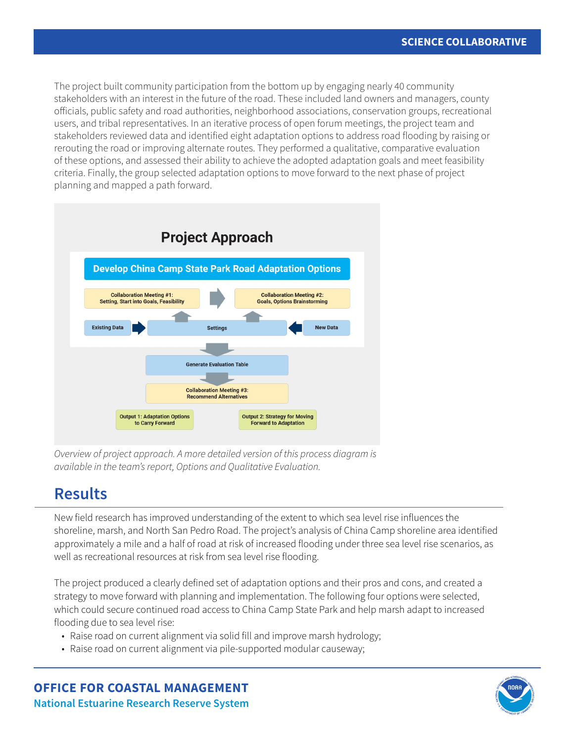The project built community participation from the bottom up by engaging nearly 40 community stakeholders with an interest in the future of the road. These included land owners and managers, county officials, public safety and road authorities, neighborhood associations, conservation groups, recreational users, and tribal representatives. In an iterative process of open forum meetings, the project team and stakeholders reviewed data and identified eight adaptation options to address road flooding by raising or rerouting the road or improving alternate routes. They performed a qualitative, comparative evaluation of these options, and assessed their ability to achieve the adopted adaptation goals and meet feasibility criteria. Finally, the group selected adaptation options to move forward to the next phase of project planning and mapped a path forward.

**Project Approach**

**Develop China Camp State Park Road Adaptation Options**

- Collaboration Meeting #1: Setting, Start into Goals, Feasibility
- Collaboration Meeting #2: Goals, Options Brainstorming
- Existing Data → Settings ← New Data
- Generate Evaluation Table
- Collaboration Meeting #3: Recommend Alternatives
- Output 1: Adaptation Options to Carry Forward
- Output 2: Strategy for Moving Forward to Adaptation

*Overview of project approach. A more detailed version of this process diagram is available in the team's report, Options and Qualitative Evaluation.*

## Results

New field research has improved understanding of the extent to which sea level rise influences the shoreline, marsh, and North San Pedro Road. The project's analysis of China Camp shoreline area identified approximately a mile and a half of road at risk of increased flooding under three sea level rise scenarios, as well as recreational resources at risk from sea level rise flooding.

The project produced a clearly defined set of adaptation options and their pros and cons, and created a strategy to move forward with planning and implementation. The following four options were selected, which could secure continued road access to China Camp State Park and help marsh adapt to increased flooding due to sea level rise:

- Raise road on current alignment via solid fill and improve marsh hydrology;
- Raise road on current alignment via pile-supported modular causeway;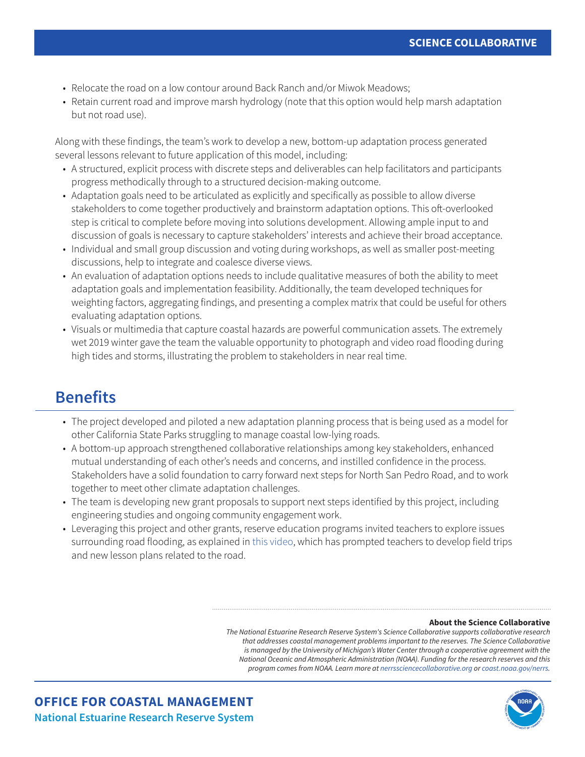- Relocate the road on a low contour around Back Ranch and/or Miwok Meadows;
- Retain current road and improve marsh hydrology (note that this option would help marsh adaptation but not road use).

Along with these findings, the team's work to develop a new, bottom-up adaptation process generated several lessons relevant to future application of this model, including:

- A structured, explicit process with discrete steps and deliverables can help facilitators and participants progress methodically through to a structured decision-making outcome.
- Adaptation goals need to be articulated as explicitly and specifically as possible to allow diverse stakeholders to come together productively and brainstorm adaptation options. This oft-overlooked step is critical to complete before moving into solutions development. Allowing ample input to and discussion of goals is necessary to capture stakeholders' interests and achieve their broad acceptance.
- Individual and small group discussion and voting during workshops, as well as smaller post-meeting discussions, help to integrate and coalesce diverse views.
- An evaluation of adaptation options needs to include qualitative measures of both the ability to meet adaptation goals and implementation feasibility. Additionally, the team developed techniques for weighting factors, aggregating findings, and presenting a complex matrix that could be useful for others evaluating adaptation options.
- Visuals or multimedia that capture coastal hazards are powerful communication assets. The extremely wet 2019 winter gave the team the valuable opportunity to photograph and video road flooding during high tides and storms, illustrating the problem to stakeholders in near real time.

## Benefits

- The project developed and piloted a new adaptation planning process that is being used as a model for other California State Parks struggling to manage coastal low-lying roads.
- A bottom-up approach strengthened collaborative relationships among key stakeholders, enhanced mutual understanding of each other's needs and concerns, and instilled confidence in the process. Stakeholders have a solid foundation to carry forward next steps for North San Pedro Road, and to work together to meet other climate adaptation challenges.
- The team is developing new grant proposals to support next steps identified by this project, including engineering studies and ongoing community engagement work.
- Leveraging this project and other grants, reserve education programs invited teachers to explore issues surrounding road flooding, as explained in this video, which has prompted teachers to develop field trips and new lesson plans related to the road.

**About the Science Collaborative**

*The National Estuarine Research Reserve System's Science Collaborative supports collaborative research that addresses coastal management problems important to the reserves. The Science Collaborative is managed by the University of Michigan's Water Center through a cooperative agreement with the National Oceanic and Atmospheric Administration (NOAA). Funding for the research reserves and this program comes from NOAA. Learn more at nerrssciencecollaborative.org or coast.noaa.gov/nerrs.*

**OFFICE FOR COASTAL MANAGEMENT**

**National Estuarine Research Reserve System**